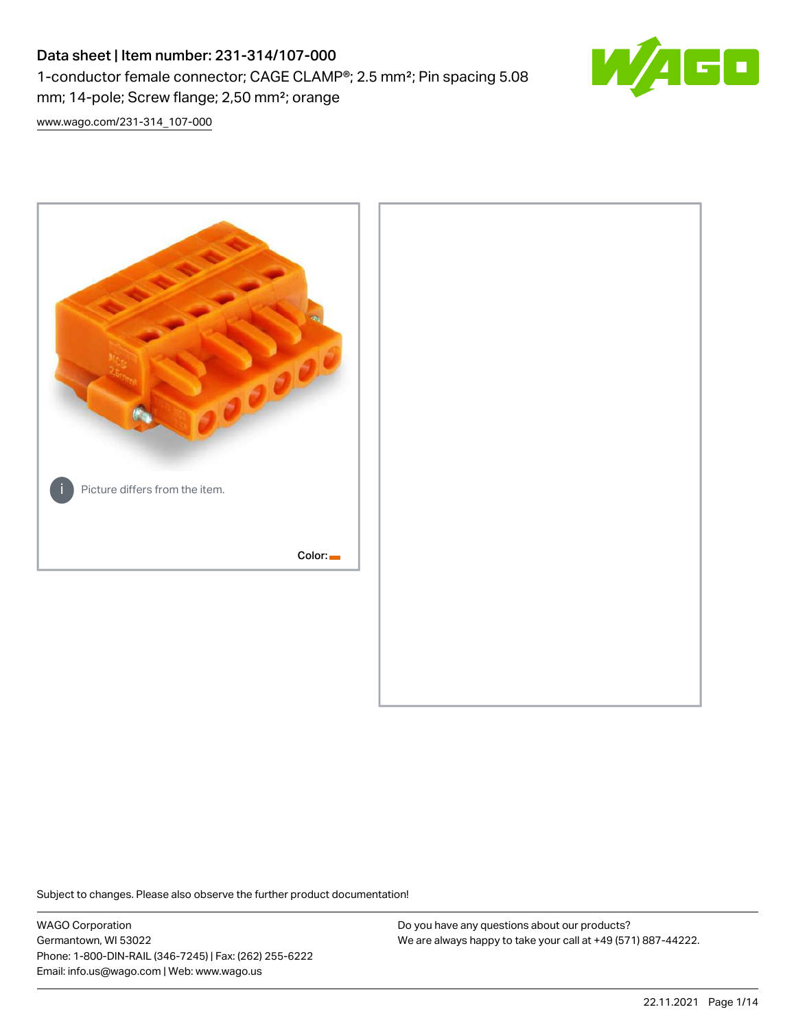# Data sheet | Item number: 231-314/107-000

1-conductor female connector; CAGE CLAMP®; 2.5 mm²; Pin spacing 5.08 mm; 14-pole; Screw flange; 2,50 mm²; orange

www.wago.com/231-314_107-000

Picture differs from the item.

Color:

Subject to changes. Please also observe the further product documentation!

WAGO Corporation
Germantown, WI 53022
Phone: 1-800-DIN-RAIL (346-7245) | Fax: (262) 255-6222
Email: info.us@wago.com | Web: www.wago.us

Do you have any questions about our products?
We are always happy to take your call at +49 (571) 887-44222.

22.11.2021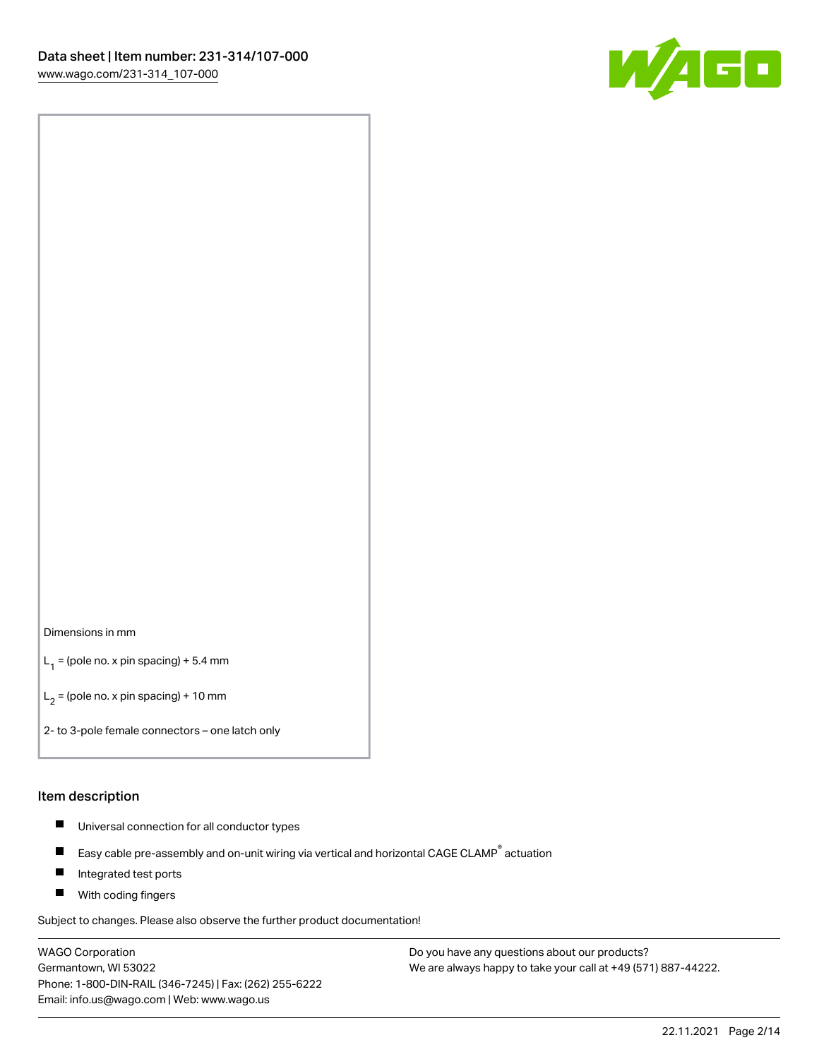Dimensions in mm

$L_1$ = (pole no. x pin spacing) + 5.4 mm

$L_2$ = (pole no. x pin spacing) + 10 mm

2- to 3-pole female connectors – one latch only

## Item description

- Universal connection for all conductor types
- Easy cable pre-assembly and on-unit wiring via vertical and horizontal CAGE CLAMP® actuation
- Integrated test ports
- With coding fingers

Subject to changes. Please also observe the further product documentation!

WAGO Corporation
Germantown, WI 53022
Phone: 1-800-DIN-RAIL (346-7245) | Fax: (262) 255-6222
Email: info.us@wago.com | Web: www.wago.us

Do you have any questions about our products?
We are always happy to take your call at +49 (571) 887-44222.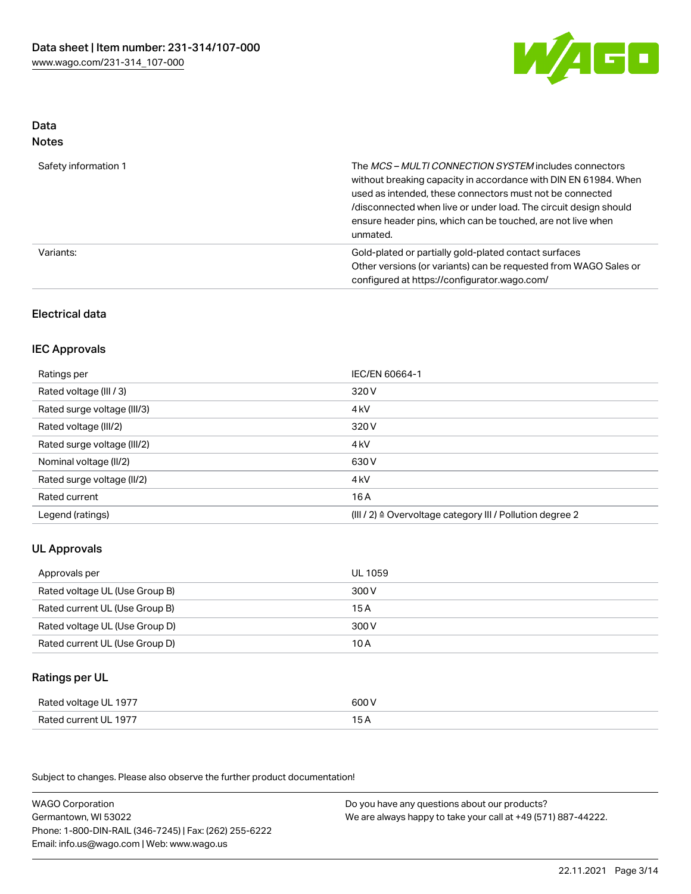## Data
### Notes

| | |
|---|---|
| Safety information 1 | The *MCS – MULTI CONNECTION SYSTEM* includes connectors without breaking capacity in accordance with DIN EN 61984. When used as intended, these connectors must not be connected /disconnected when live or under load. The circuit design should ensure header pins, which can be touched, are not live when unmated. |
| Variants: | Gold-plated or partially gold-plated contact surfaces<br>Other versions (or variants) can be requested from WAGO Sales or configured at https://configurator.wago.com/ |

## Electrical data

### IEC Approvals

| | |
|---|---|
| Ratings per | IEC/EN 60664-1 |
| Rated voltage (III / 3) | 320 V |
| Rated surge voltage (III/3) | 4 kV |
| Rated voltage (III/2) | 320 V |
| Rated surge voltage (III/2) | 4 kV |
| Nominal voltage (II/2) | 630 V |
| Rated surge voltage (II/2) | 4 kV |
| Rated current | 16 A |
| Legend (ratings) | (III / 2) ≙ Overvoltage category III / Pollution degree 2 |

### UL Approvals

| | |
|---|---|
| Approvals per | UL 1059 |
| Rated voltage UL (Use Group B) | 300 V |
| Rated current UL (Use Group B) | 15 A |
| Rated voltage UL (Use Group D) | 300 V |
| Rated current UL (Use Group D) | 10 A |

### Ratings per UL

| | |
|---|---|
| Rated voltage UL 1977 | 600 V |
| Rated current UL 1977 | 15 A |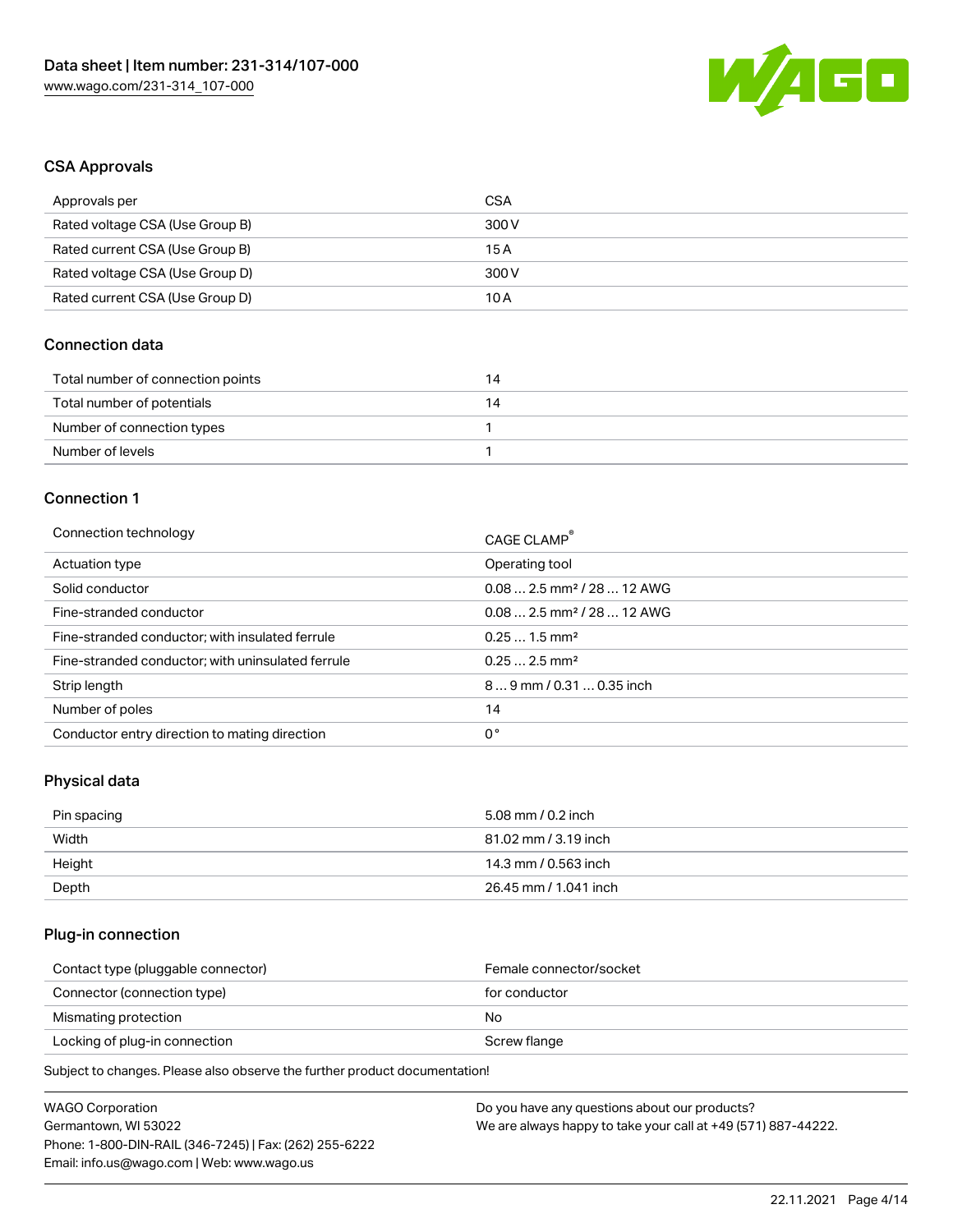## CSA Approvals

| Approvals per | CSA |
| --- | --- |
| Rated voltage CSA (Use Group B) | 300 V |
| Rated current CSA (Use Group B) | 15 A |
| Rated voltage CSA (Use Group D) | 300 V |
| Rated current CSA (Use Group D) | 10 A |

## Connection data

| Total number of connection points | 14 |
| --- | --- |
| Total number of potentials | 14 |
| Number of connection types | 1 |
| Number of levels | 1 |

## Connection 1

| Connection technology | CAGE CLAMP® |
| --- | --- |
| Actuation type | Operating tool |
| Solid conductor | 0.08 … 2.5 mm² / 28 … 12 AWG |
| Fine-stranded conductor | 0.08 … 2.5 mm² / 28 … 12 AWG |
| Fine-stranded conductor; with insulated ferrule | 0.25 … 1.5 mm² |
| Fine-stranded conductor; with uninsulated ferrule | 0.25 … 2.5 mm² |
| Strip length | 8 … 9 mm / 0.31 … 0.35 inch |
| Number of poles | 14 |
| Conductor entry direction to mating direction | 0° |

## Physical data

| Pin spacing | 5.08 mm / 0.2 inch |
| --- | --- |
| Width | 81.02 mm / 3.19 inch |
| Height | 14.3 mm / 0.563 inch |
| Depth | 26.45 mm / 1.041 inch |

## Plug-in connection

| Contact type (pluggable connector) | Female connector/socket |
| --- | --- |
| Connector (connection type) | for conductor |
| Mismating protection | No |
| Locking of plug-in connection | Screw flange |

Subject to changes. Please also observe the further product documentation!

WAGO Corporation
Germantown, WI 53022
Phone: 1-800-DIN-RAIL (346-7245) | Fax: (262) 255-6222
Email: info.us@wago.com | Web: www.wago.us

Do you have any questions about our products?
We are always happy to take your call at +49 (571) 887-44222.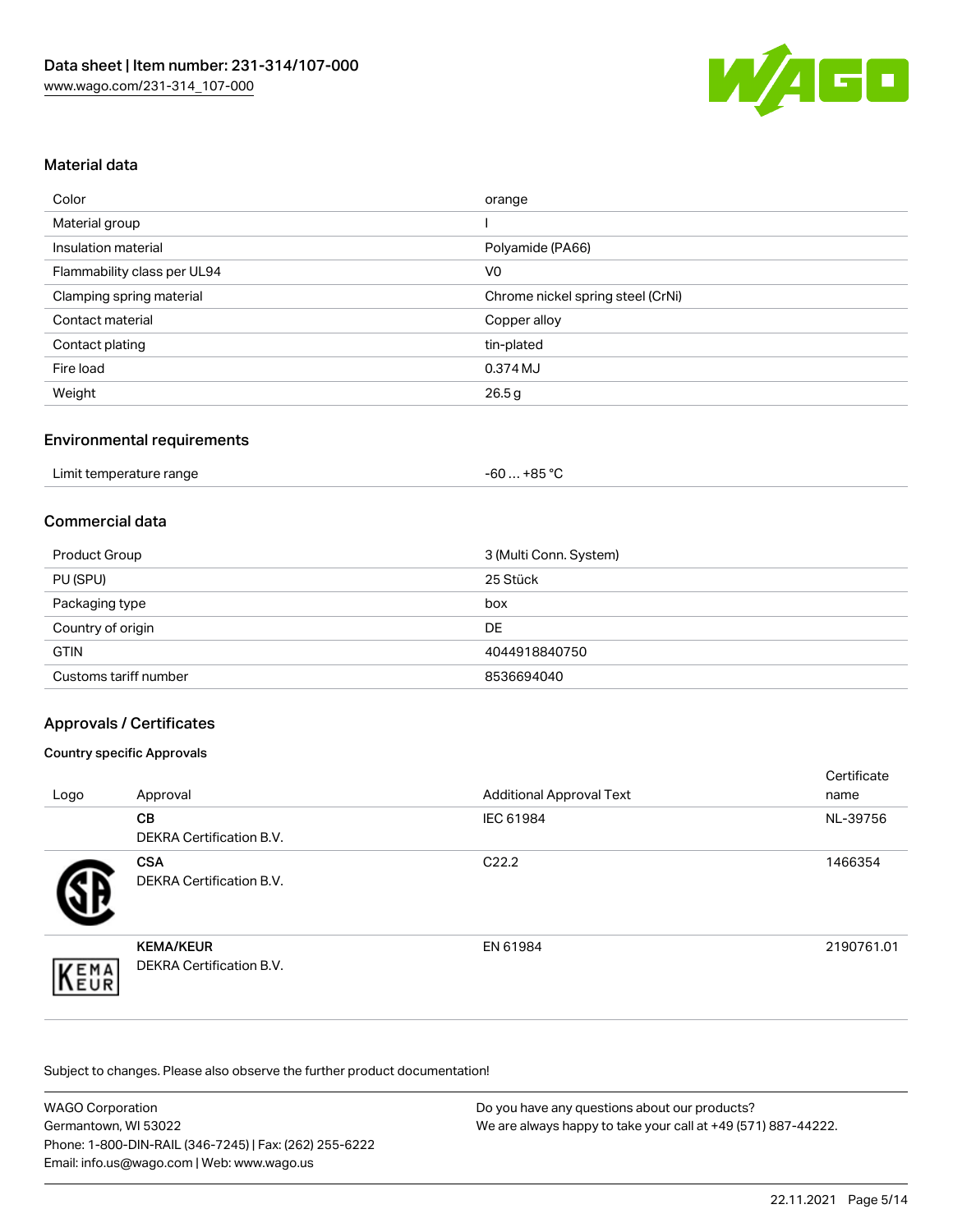## Material data

| Color | orange |
| --- | --- |
| Material group | I |
| Insulation material | Polyamide (PA66) |
| Flammability class per UL94 | V0 |
| Clamping spring material | Chrome nickel spring steel (CrNi) |
| Contact material | Copper alloy |
| Contact plating | tin-plated |
| Fire load | 0.374 MJ |
| Weight | 26.5 g |

## Environmental requirements

| Limit temperature range | -60 … +85 °C |
| --- | --- |

## Commercial data

| Product Group | 3 (Multi Conn. System) |
| --- | --- |
| PU (SPU) | 25 Stück |
| Packaging type | box |
| Country of origin | DE |
| GTIN | 4044918840750 |
| Customs tariff number | 8536694040 |

## Approvals / Certificates

### Country specific Approvals

| Logo | Approval | Additional Approval Text | Certificate name |
| --- | --- | --- | --- |
| | **CB**<br>DEKRA Certification B.V. | IEC 61984 | NL-39756 |
| | **CSA**<br>DEKRA Certification B.V. | C22.2 | 1466354 |
| | **KEMA/KEUR**<br>DEKRA Certification B.V. | EN 61984 | 2190761.01 |

Subject to changes. Please also observe the further product documentation!

WAGO Corporation
Germantown, WI 53022
Phone: 1-800-DIN-RAIL (346-7245) | Fax: (262) 255-6222
Email: info.us@wago.com | Web: www.wago.us

Do you have any questions about our products?
We are always happy to take your call at +49 (571) 887-44222.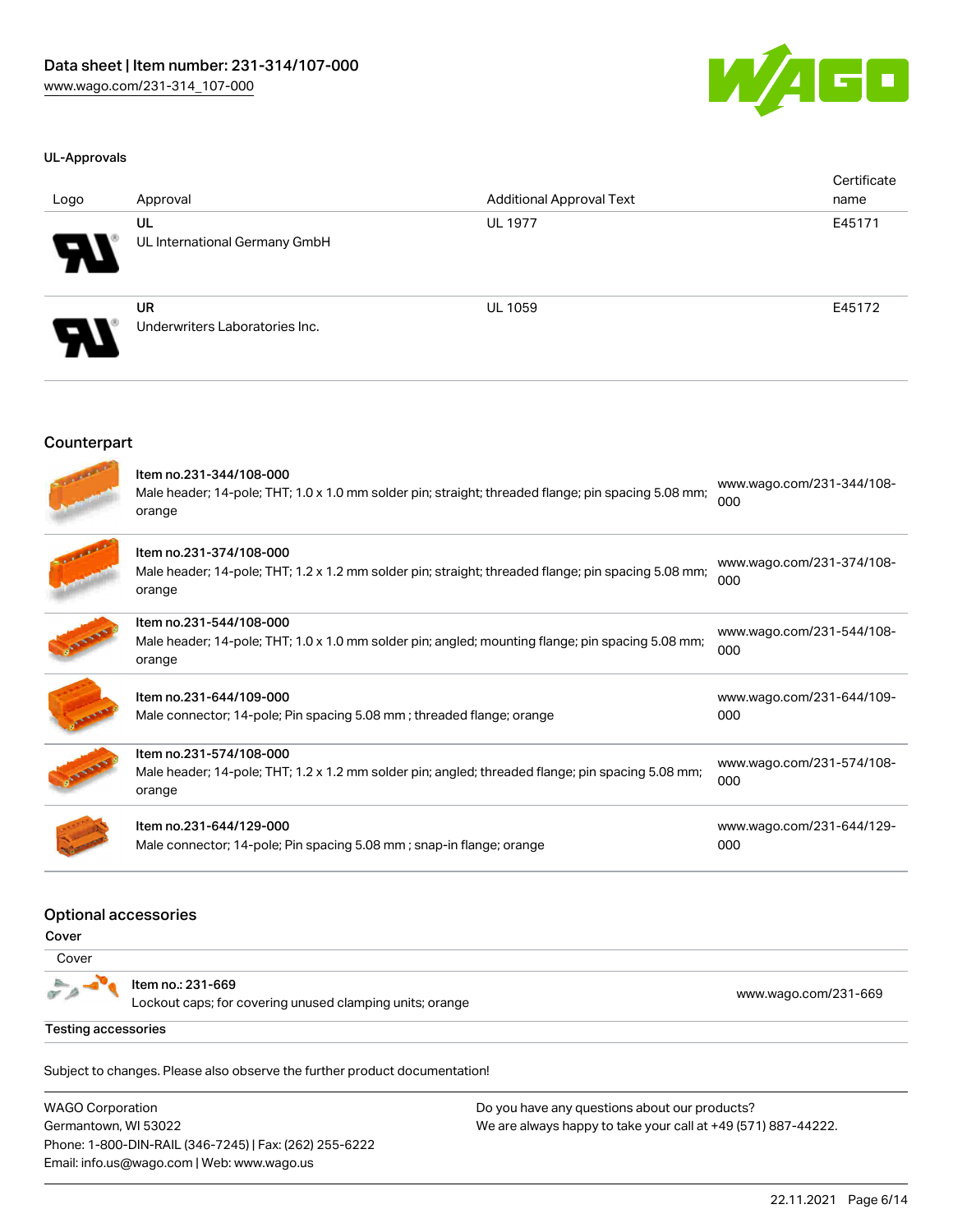### UL-Approvals

| Logo | Approval | Additional Approval Text | Certificate name |
|---|---|---|---|
| | **UL**<br>UL International Germany GmbH | UL 1977 | E45171 |
| | **UR**<br>Underwriters Laboratories Inc. | UL 1059 | E45172 |

## Counterpart

| | | |
|---|---|---|
| | Item no.231-344/108-000<br>Male header; 14-pole; THT; 1.0 x 1.0 mm solder pin; straight; threaded flange; pin spacing 5.08 mm; orange | www.wago.com/231-344/108-000 |
| | Item no.231-374/108-000<br>Male header; 14-pole; THT; 1.2 x 1.2 mm solder pin; straight; threaded flange; pin spacing 5.08 mm; orange | www.wago.com/231-374/108-000 |
| | Item no.231-544/108-000<br>Male header; 14-pole; THT; 1.0 x 1.0 mm solder pin; angled; mounting flange; pin spacing 5.08 mm; orange | www.wago.com/231-544/108-000 |
| | Item no.231-644/109-000<br>Male connector; 14-pole; Pin spacing 5.08 mm ; threaded flange; orange | www.wago.com/231-644/109-000 |
| | Item no.231-574/108-000<br>Male header; 14-pole; THT; 1.2 x 1.2 mm solder pin; angled; threaded flange; pin spacing 5.08 mm; orange | www.wago.com/231-574/108-000 |
| | Item no.231-644/129-000<br>Male connector; 14-pole; Pin spacing 5.08 mm ; snap-in flange; orange | www.wago.com/231-644/129-000 |

## Optional accessories

**Cover**

| Cover | |
|---|---|
| Item no.: 231-669<br>Lockout caps; for covering unused clamping units; orange | www.wago.com/231-669 |

**Testing accessories**

Subject to changes. Please also observe the further product documentation!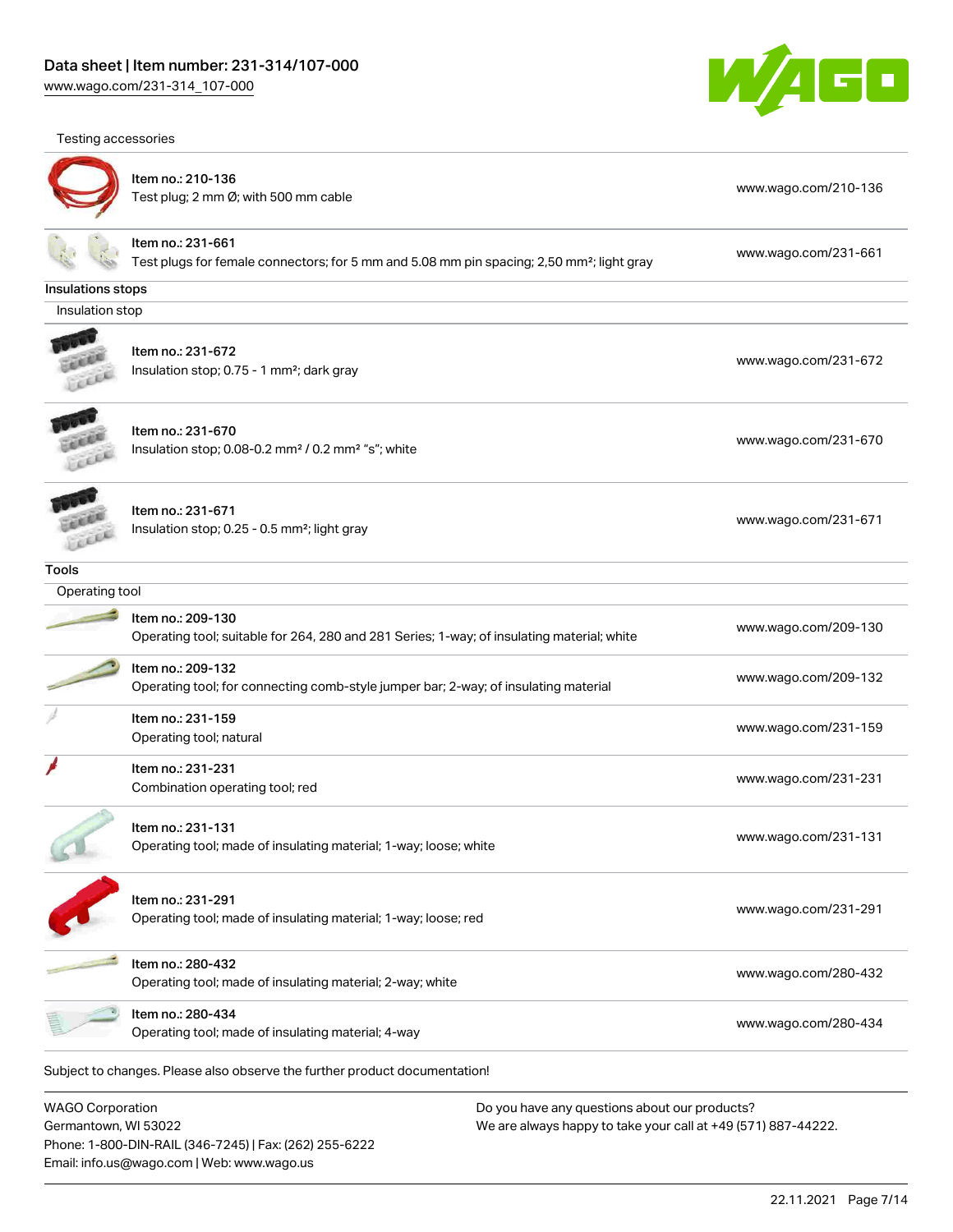Testing accessories

| | |
|---|---|
| Item no.: 210-136<br>Test plug; 2 mm Ø; with 500 mm cable | www.wago.com/210-136 |
| Item no.: 231-661<br>Test plugs for female connectors; for 5 mm and 5.08 mm pin spacing; 2,50 mm²; light gray | www.wago.com/231-661 |

## Insulations stops

Insulation stop

| | |
|---|---|
| Item no.: 231-672<br>Insulation stop; 0.75 - 1 mm²; dark gray | www.wago.com/231-672 |
| Item no.: 231-670<br>Insulation stop; 0.08-0.2 mm² / 0.2 mm² "s"; white | www.wago.com/231-670 |
| Item no.: 231-671<br>Insulation stop; 0.25 - 0.5 mm²; light gray | www.wago.com/231-671 |

## Tools

Operating tool

| | |
|---|---|
| Item no.: 209-130<br>Operating tool; suitable for 264, 280 and 281 Series; 1-way; of insulating material; white | www.wago.com/209-130 |
| Item no.: 209-132<br>Operating tool; for connecting comb-style jumper bar; 2-way; of insulating material | www.wago.com/209-132 |
| Item no.: 231-159<br>Operating tool; natural | www.wago.com/231-159 |
| Item no.: 231-231<br>Combination operating tool; red | www.wago.com/231-231 |
| Item no.: 231-131<br>Operating tool; made of insulating material; 1-way; loose; white | www.wago.com/231-131 |
| Item no.: 231-291<br>Operating tool; made of insulating material; 1-way; loose; red | www.wago.com/231-291 |
| Item no.: 280-432<br>Operating tool; made of insulating material; 2-way; white | www.wago.com/280-432 |
| Item no.: 280-434<br>Operating tool; made of insulating material; 4-way | www.wago.com/280-434 |

Subject to changes. Please also observe the further product documentation!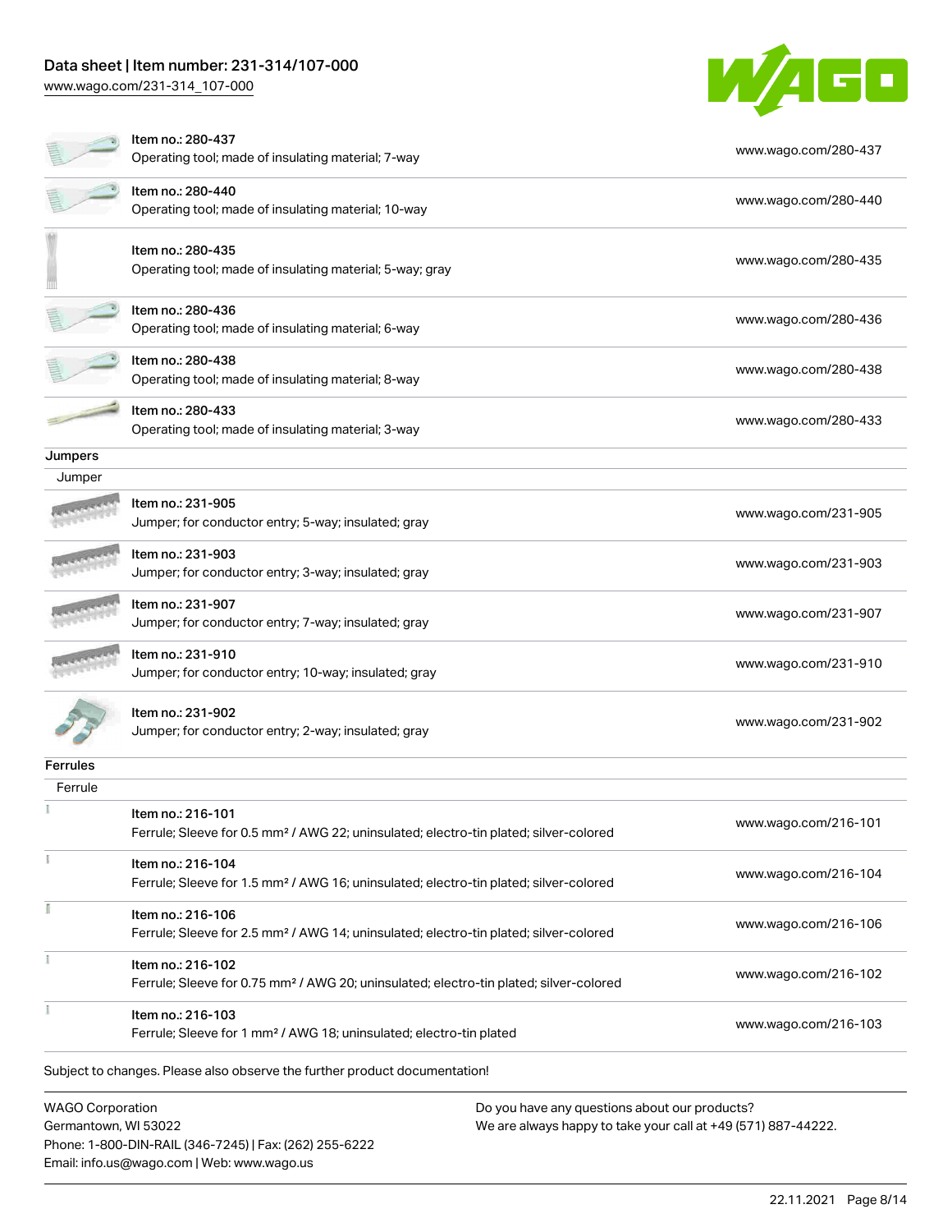| | | |
|---|---|---|
| | Item no.: 280-437<br>Operating tool; made of insulating material; 7-way | www.wago.com/280-437 |
| | Item no.: 280-440<br>Operating tool; made of insulating material; 10-way | www.wago.com/280-440 |
| | Item no.: 280-435<br>Operating tool; made of insulating material; 5-way; gray | www.wago.com/280-435 |
| | Item no.: 280-436<br>Operating tool; made of insulating material; 6-way | www.wago.com/280-436 |
| | Item no.: 280-438<br>Operating tool; made of insulating material; 8-way | www.wago.com/280-438 |
| | Item no.: 280-433<br>Operating tool; made of insulating material; 3-way | www.wago.com/280-433 |

## Jumpers

Jumper

| | | |
|---|---|---|
| | Item no.: 231-905<br>Jumper; for conductor entry; 5-way; insulated; gray | www.wago.com/231-905 |
| | Item no.: 231-903<br>Jumper; for conductor entry; 3-way; insulated; gray | www.wago.com/231-903 |
| | Item no.: 231-907<br>Jumper; for conductor entry; 7-way; insulated; gray | www.wago.com/231-907 |
| | Item no.: 231-910<br>Jumper; for conductor entry; 10-way; insulated; gray | www.wago.com/231-910 |
| | Item no.: 231-902<br>Jumper; for conductor entry; 2-way; insulated; gray | www.wago.com/231-902 |

## Ferrules

Ferrule

| | | |
|---|---|---|
| | Item no.: 216-101<br>Ferrule; Sleeve for 0.5 mm² / AWG 22; uninsulated; electro-tin plated; silver-colored | www.wago.com/216-101 |
| | Item no.: 216-104<br>Ferrule; Sleeve for 1.5 mm² / AWG 16; uninsulated; electro-tin plated; silver-colored | www.wago.com/216-104 |
| | Item no.: 216-106<br>Ferrule; Sleeve for 2.5 mm² / AWG 14; uninsulated; electro-tin plated; silver-colored | www.wago.com/216-106 |
| | Item no.: 216-102<br>Ferrule; Sleeve for 0.75 mm² / AWG 20; uninsulated; electro-tin plated; silver-colored | www.wago.com/216-102 |
| | Item no.: 216-103<br>Ferrule; Sleeve for 1 mm² / AWG 18; uninsulated; electro-tin plated | www.wago.com/216-103 |

Subject to changes. Please also observe the further product documentation!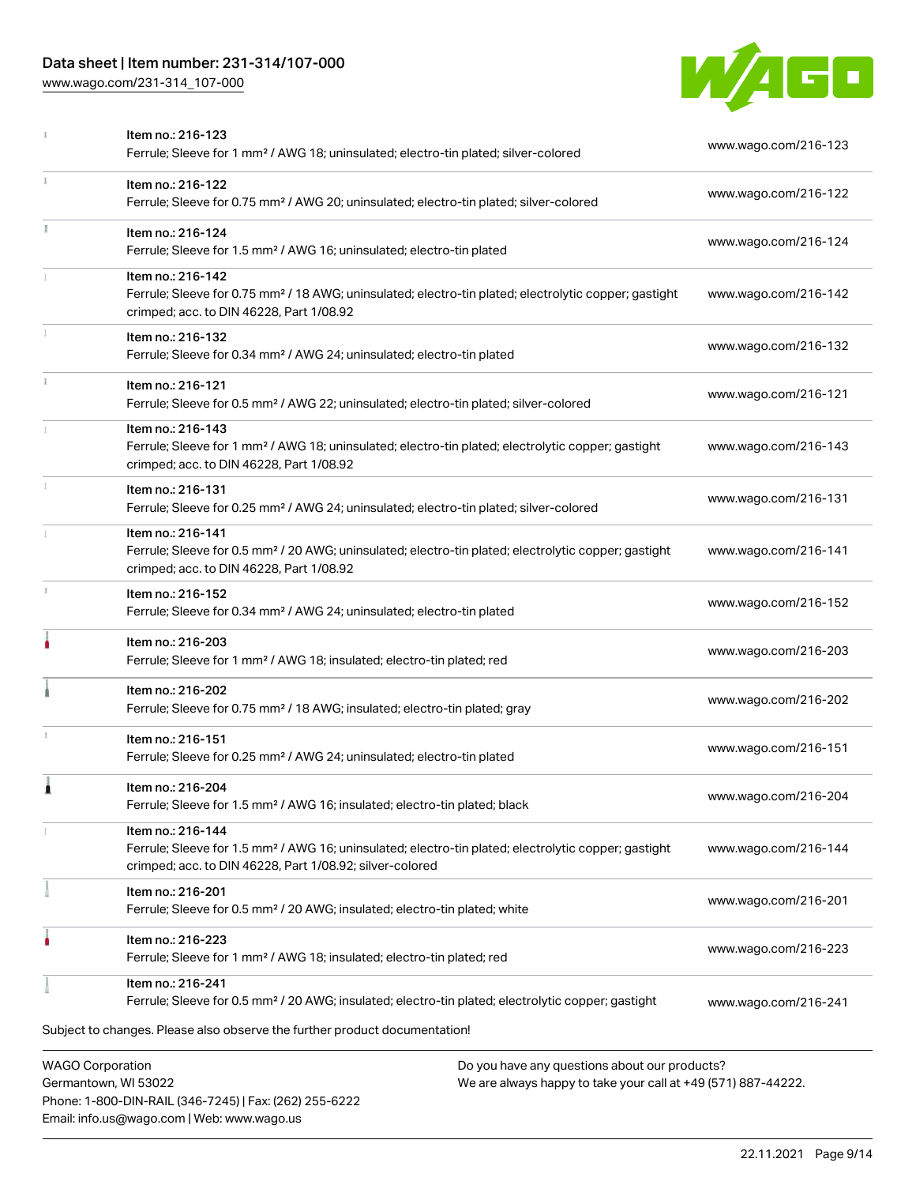| | | |
|---|---|---|
| | Item no.: 216-123<br>Ferrule; Sleeve for 1 mm² / AWG 18; uninsulated; electro-tin plated; silver-colored | www.wago.com/216-123 |
| | Item no.: 216-122<br>Ferrule; Sleeve for 0.75 mm² / AWG 20; uninsulated; electro-tin plated; silver-colored | www.wago.com/216-122 |
| | Item no.: 216-124<br>Ferrule; Sleeve for 1.5 mm² / AWG 16; uninsulated; electro-tin plated | www.wago.com/216-124 |
| | Item no.: 216-142<br>Ferrule; Sleeve for 0.75 mm² / 18 AWG; uninsulated; electro-tin plated; electrolytic copper; gastight crimped; acc. to DIN 46228, Part 1/08.92 | www.wago.com/216-142 |
| | Item no.: 216-132<br>Ferrule; Sleeve for 0.34 mm² / AWG 24; uninsulated; electro-tin plated | www.wago.com/216-132 |
| | Item no.: 216-121<br>Ferrule; Sleeve for 0.5 mm² / AWG 22; uninsulated; electro-tin plated; silver-colored | www.wago.com/216-121 |
| | Item no.: 216-143<br>Ferrule; Sleeve for 1 mm² / AWG 18; uninsulated; electro-tin plated; electrolytic copper; gastight crimped; acc. to DIN 46228, Part 1/08.92 | www.wago.com/216-143 |
| | Item no.: 216-131<br>Ferrule; Sleeve for 0.25 mm² / AWG 24; uninsulated; electro-tin plated; silver-colored | www.wago.com/216-131 |
| | Item no.: 216-141<br>Ferrule; Sleeve for 0.5 mm² / 20 AWG; uninsulated; electro-tin plated; electrolytic copper; gastight crimped; acc. to DIN 46228, Part 1/08.92 | www.wago.com/216-141 |
| | Item no.: 216-152<br>Ferrule; Sleeve for 0.34 mm² / AWG 24; uninsulated; electro-tin plated | www.wago.com/216-152 |
| | Item no.: 216-203<br>Ferrule; Sleeve for 1 mm² / AWG 18; insulated; electro-tin plated; red | www.wago.com/216-203 |
| | Item no.: 216-202<br>Ferrule; Sleeve for 0.75 mm² / 18 AWG; insulated; electro-tin plated; gray | www.wago.com/216-202 |
| | Item no.: 216-151<br>Ferrule; Sleeve for 0.25 mm² / AWG 24; uninsulated; electro-tin plated | www.wago.com/216-151 |
| | Item no.: 216-204<br>Ferrule; Sleeve for 1.5 mm² / AWG 16; insulated; electro-tin plated; black | www.wago.com/216-204 |
| | Item no.: 216-144<br>Ferrule; Sleeve for 1.5 mm² / AWG 16; uninsulated; electro-tin plated; electrolytic copper; gastight crimped; acc. to DIN 46228, Part 1/08.92; silver-colored | www.wago.com/216-144 |
| | Item no.: 216-201<br>Ferrule; Sleeve for 0.5 mm² / 20 AWG; insulated; electro-tin plated; white | www.wago.com/216-201 |
| | Item no.: 216-223<br>Ferrule; Sleeve for 1 mm² / AWG 18; insulated; electro-tin plated; red | www.wago.com/216-223 |
| | Item no.: 216-241<br>Ferrule; Sleeve for 0.5 mm² / 20 AWG; insulated; electro-tin plated; electrolytic copper; gastight | www.wago.com/216-241 |

Subject to changes. Please also observe the further product documentation!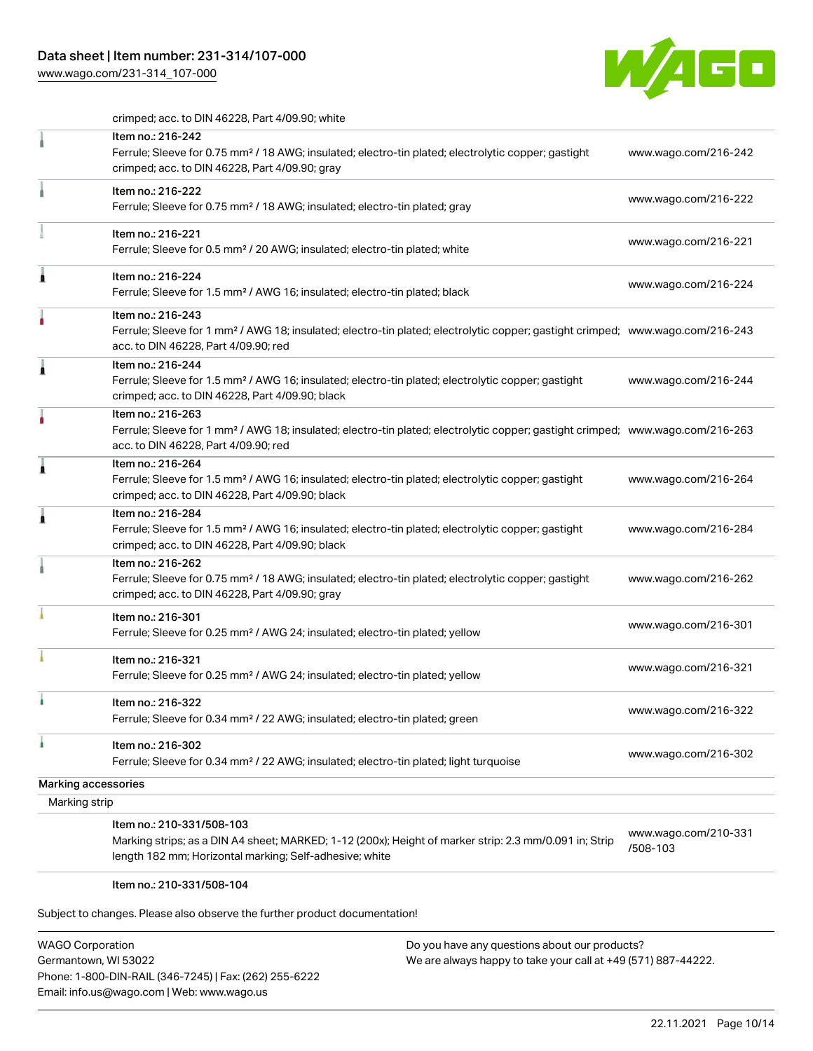crimped; acc. to DIN 46228, Part 4/09.90; white

| Item | Link |
| --- | --- |
| Item no.: 216-242<br>Ferrule; Sleeve for 0.75 mm² / 18 AWG; insulated; electro-tin plated; electrolytic copper; gastight crimped; acc. to DIN 46228, Part 4/09.90; gray | www.wago.com/216-242 |
| Item no.: 216-222<br>Ferrule; Sleeve for 0.75 mm² / 18 AWG; insulated; electro-tin plated; gray | www.wago.com/216-222 |
| Item no.: 216-221<br>Ferrule; Sleeve for 0.5 mm² / 20 AWG; insulated; electro-tin plated; white | www.wago.com/216-221 |
| Item no.: 216-224<br>Ferrule; Sleeve for 1.5 mm² / AWG 16; insulated; electro-tin plated; black | www.wago.com/216-224 |
| Item no.: 216-243<br>Ferrule; Sleeve for 1 mm² / AWG 18; insulated; electro-tin plated; electrolytic copper; gastight crimped; acc. to DIN 46228, Part 4/09.90; red | www.wago.com/216-243 |
| Item no.: 216-244<br>Ferrule; Sleeve for 1.5 mm² / AWG 16; insulated; electro-tin plated; electrolytic copper; gastight crimped; acc. to DIN 46228, Part 4/09.90; black | www.wago.com/216-244 |
| Item no.: 216-263<br>Ferrule; Sleeve for 1 mm² / AWG 18; insulated; electro-tin plated; electrolytic copper; gastight crimped; acc. to DIN 46228, Part 4/09.90; red | www.wago.com/216-263 |
| Item no.: 216-264<br>Ferrule; Sleeve for 1.5 mm² / AWG 16; insulated; electro-tin plated; electrolytic copper; gastight crimped; acc. to DIN 46228, Part 4/09.90; black | www.wago.com/216-264 |
| Item no.: 216-284<br>Ferrule; Sleeve for 1.5 mm² / AWG 16; insulated; electro-tin plated; electrolytic copper; gastight crimped; acc. to DIN 46228, Part 4/09.90; black | www.wago.com/216-284 |
| Item no.: 216-262<br>Ferrule; Sleeve for 0.75 mm² / 18 AWG; insulated; electro-tin plated; electrolytic copper; gastight crimped; acc. to DIN 46228, Part 4/09.90; gray | www.wago.com/216-262 |
| Item no.: 216-301<br>Ferrule; Sleeve for 0.25 mm² / AWG 24; insulated; electro-tin plated; yellow | www.wago.com/216-301 |
| Item no.: 216-321<br>Ferrule; Sleeve for 0.25 mm² / AWG 24; insulated; electro-tin plated; yellow | www.wago.com/216-321 |
| Item no.: 216-322<br>Ferrule; Sleeve for 0.34 mm² / 22 AWG; insulated; electro-tin plated; green | www.wago.com/216-322 |
| Item no.: 216-302<br>Ferrule; Sleeve for 0.34 mm² / 22 AWG; insulated; electro-tin plated; light turquoise | www.wago.com/216-302 |

## Marking accessories

### Marking strip

| Item | Link |
| --- | --- |
| Item no.: 210-331/508-103<br>Marking strips; as a DIN A4 sheet; MARKED; 1-12 (200x); Height of marker strip: 2.3 mm/0.091 in; Strip length 182 mm; Horizontal marking; Self-adhesive; white | www.wago.com/210-331/508-103 |
| Item no.: 210-331/508-104 | |

Subject to changes. Please also observe the further product documentation!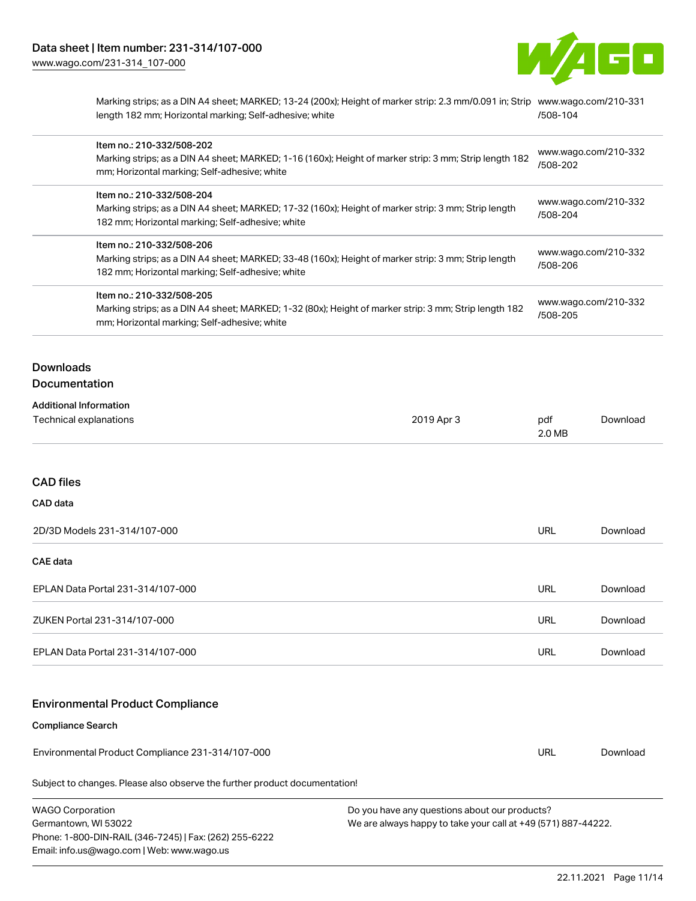| | |
|---|---|
| Marking strips; as a DIN A4 sheet; MARKED; 13-24 (200x); Height of marker strip: 2.3 mm/0.091 in; Strip length 182 mm; Horizontal marking; Self-adhesive; white | www.wago.com/210-331/508-104 |
| Item no.: 210-332/508-202<br>Marking strips; as a DIN A4 sheet; MARKED; 1-16 (160x); Height of marker strip: 3 mm; Strip length 182 mm; Horizontal marking; Self-adhesive; white | www.wago.com/210-332/508-202 |
| Item no.: 210-332/508-204<br>Marking strips; as a DIN A4 sheet; MARKED; 17-32 (160x); Height of marker strip: 3 mm; Strip length 182 mm; Horizontal marking; Self-adhesive; white | www.wago.com/210-332/508-204 |
| Item no.: 210-332/508-206<br>Marking strips; as a DIN A4 sheet; MARKED; 33-48 (160x); Height of marker strip: 3 mm; Strip length 182 mm; Horizontal marking; Self-adhesive; white | www.wago.com/210-332/508-206 |
| Item no.: 210-332/508-205<br>Marking strips; as a DIN A4 sheet; MARKED; 1-32 (80x); Height of marker strip: 3 mm; Strip length 182 mm; Horizontal marking; Self-adhesive; white | www.wago.com/210-332/508-205 |

## Downloads

### Documentation

**Additional Information**

| | | | |
|---|---|---|---|
| Technical explanations | 2019 Apr 3 | pdf 2.0 MB | Download |

### CAD files

**CAD data**

| | | |
|---|---|---|
| 2D/3D Models 231-314/107-000 | URL | Download |

**CAE data**

| | | |
|---|---|---|
| EPLAN Data Portal 231-314/107-000 | URL | Download |
| ZUKEN Portal 231-314/107-000 | URL | Download |
| EPLAN Data Portal 231-314/107-000 | URL | Download |

### Environmental Product Compliance

**Compliance Search**

| | | |
|---|---|---|
| Environmental Product Compliance 231-314/107-000 | URL | Download |

Subject to changes. Please also observe the further product documentation!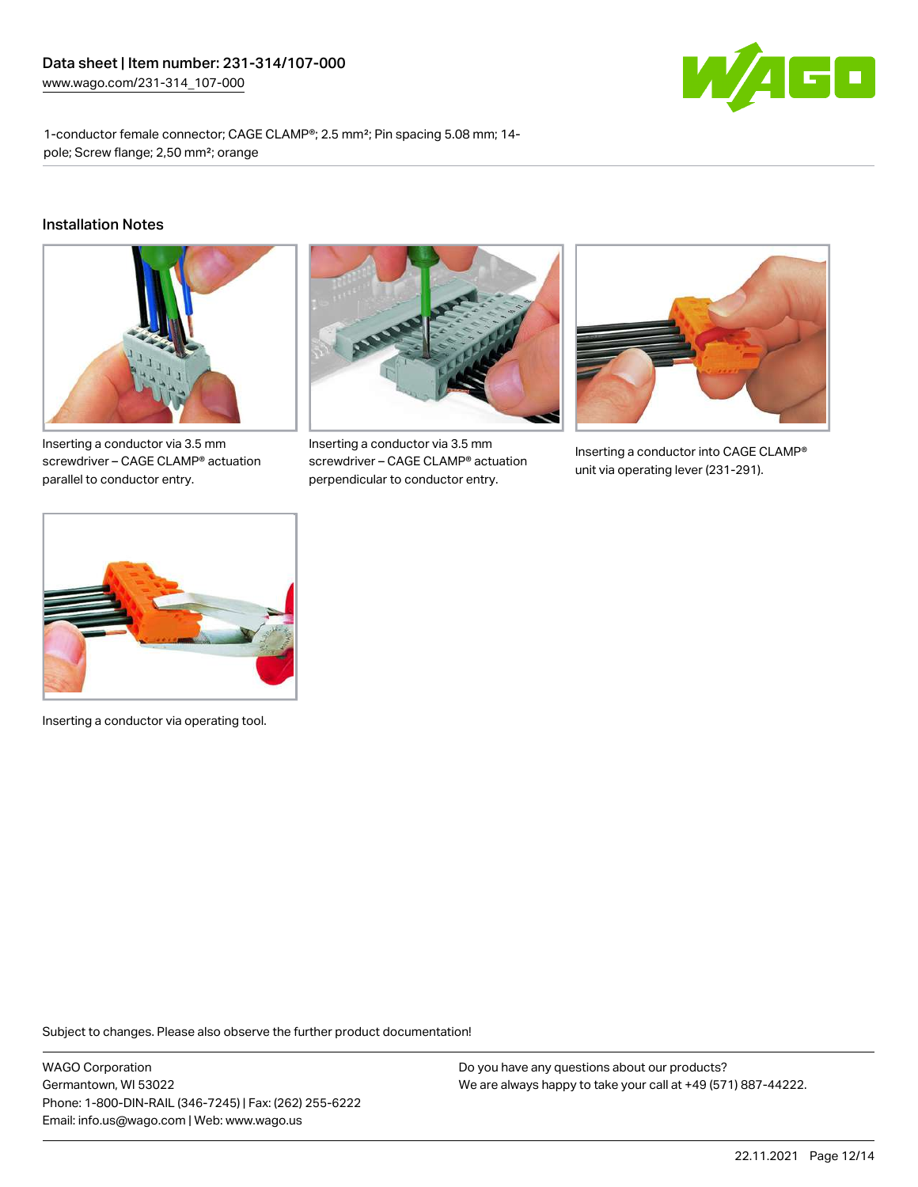Data sheet | Item number: 231-314/107-000
www.wago.com/231-314_107-000

1-conductor female connector; CAGE CLAMP®; 2.5 mm²; Pin spacing 5.08 mm; 14-pole; Screw flange; 2,50 mm²; orange

## Installation Notes

Inserting a conductor via 3.5 mm screwdriver – CAGE CLAMP® actuation parallel to conductor entry.

Inserting a conductor via 3.5 mm screwdriver – CAGE CLAMP® actuation perpendicular to conductor entry.

Inserting a conductor into CAGE CLAMP® unit via operating lever (231-291).

Inserting a conductor via operating tool.

Subject to changes. Please also observe the further product documentation!

WAGO Corporation
Germantown, WI 53022
Phone: 1-800-DIN-RAIL (346-7245) | Fax: (262) 255-6222
Email: info.us@wago.com | Web: www.wago.us

Do you have any questions about our products?
We are always happy to take your call at +49 (571) 887-44222.

22.11.2021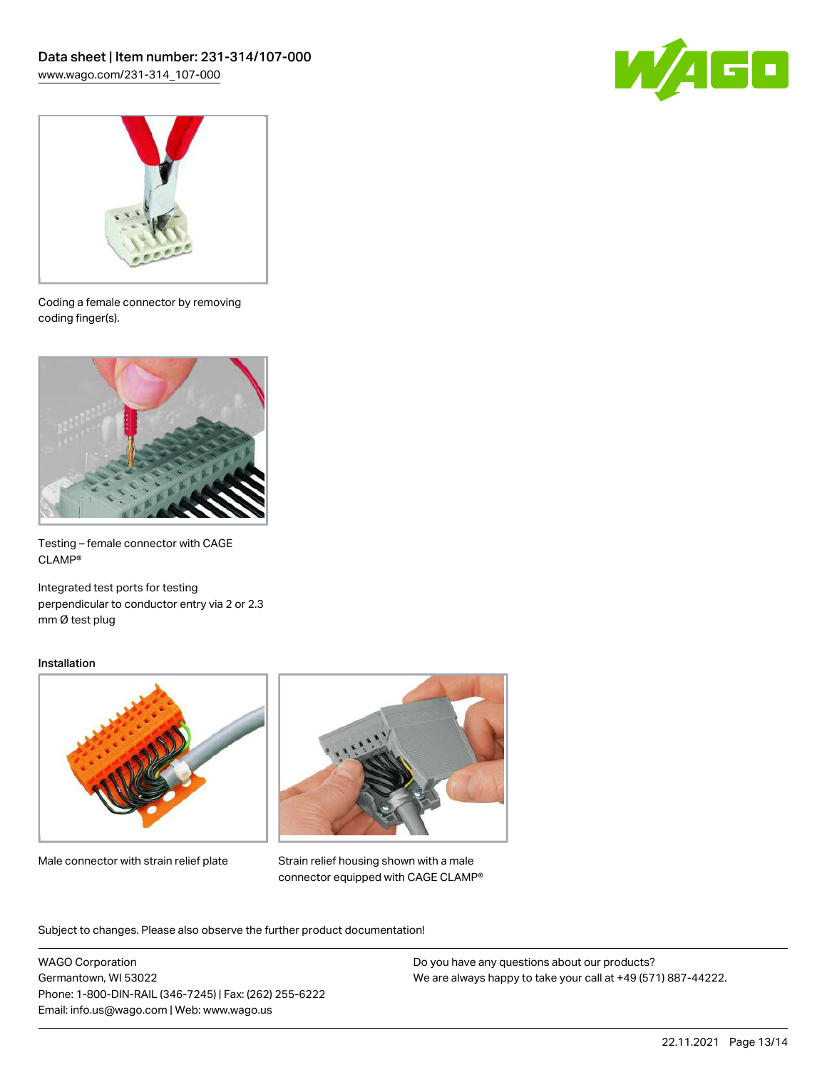Coding a female connector by removing coding finger(s).

Testing – female connector with CAGE CLAMP®

Integrated test ports for testing perpendicular to conductor entry via 2 or 2.3 mm Ø test plug

### Installation

Male connector with strain relief plate

Strain relief housing shown with a male connector equipped with CAGE CLAMP®

Subject to changes. Please also observe the further product documentation!

WAGO Corporation
Germantown, WI 53022
Phone: 1-800-DIN-RAIL (346-7245) | Fax: (262) 255-6222
Email: info.us@wago.com | Web: www.wago.us

Do you have any questions about our products?
We are always happy to take your call at +49 (571) 887-44222.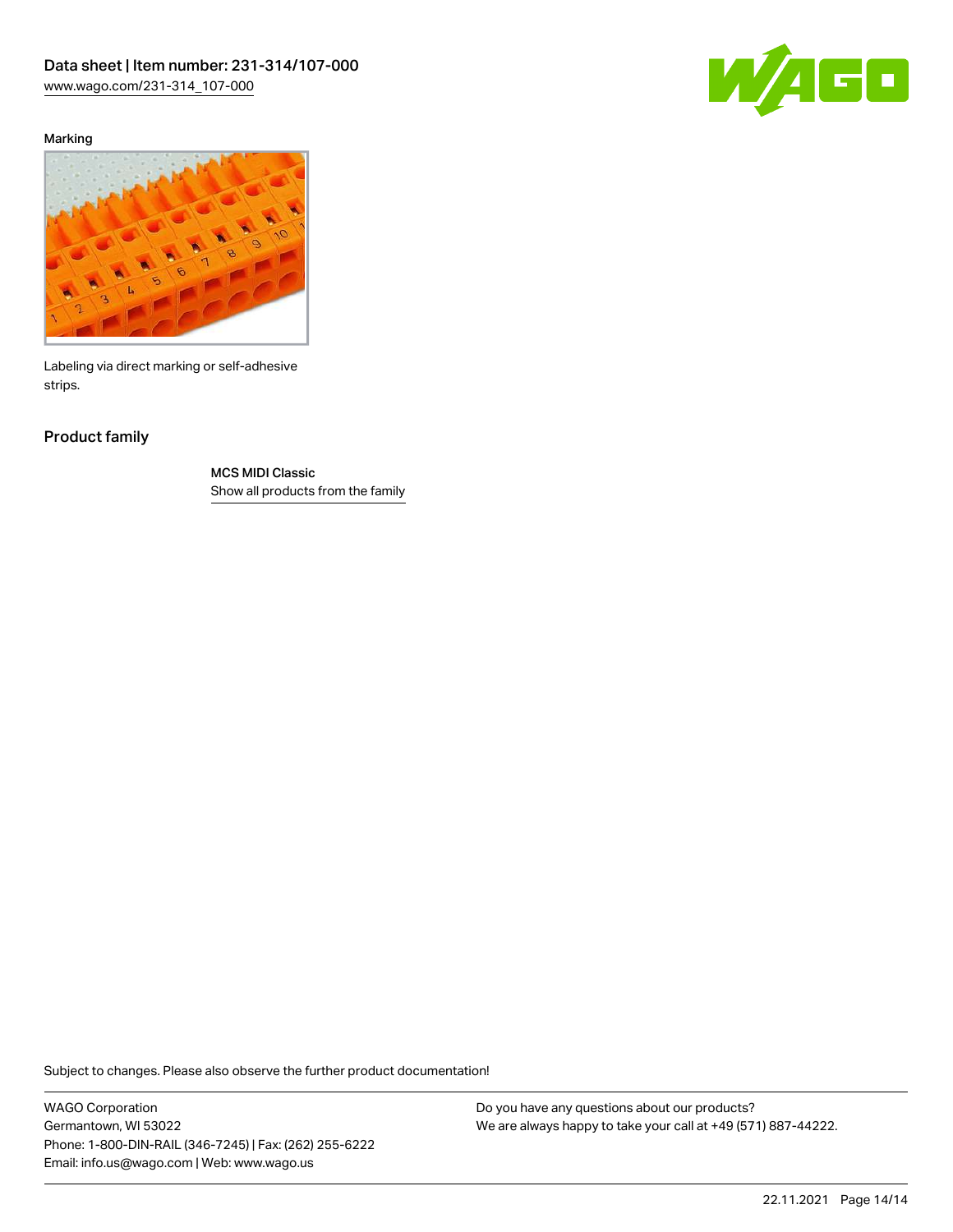Marking

Labeling via direct marking or self-adhesive strips.

## Product family

MCS MIDI Classic
Show all products from the family

Subject to changes. Please also observe the further product documentation!

WAGO Corporation
Germantown, WI 53022
Phone: 1-800-DIN-RAIL (346-7245) | Fax: (262) 255-6222
Email: info.us@wago.com | Web: www.wago.us

Do you have any questions about our products?
We are always happy to take your call at +49 (571) 887-44222.